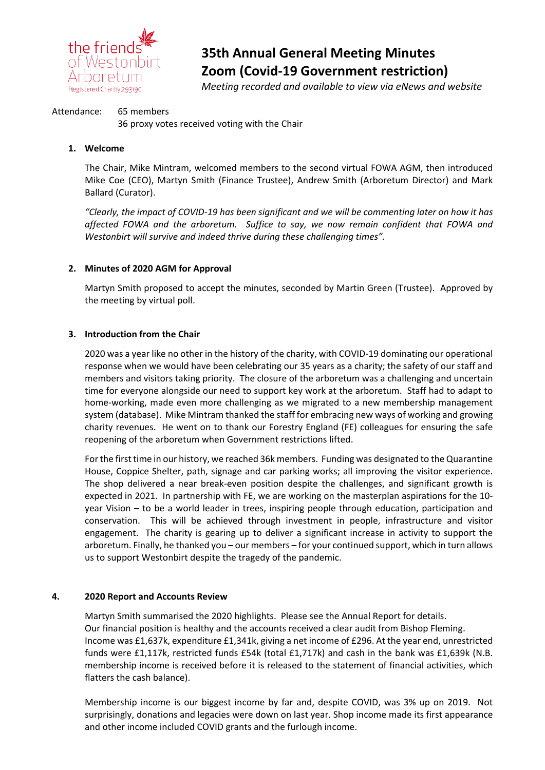the friends of Westonbirt Arboretum
Registered Charity 293190

# 35th Annual General Meeting Minutes
# Zoom (Covid-19 Government restriction)

*Meeting recorded and available to view via eNews and website*

Attendance: 65 members
36 proxy votes received voting with the Chair

## 1. Welcome

The Chair, Mike Mintram, welcomed members to the second virtual FOWA AGM, then introduced Mike Coe (CEO), Martyn Smith (Finance Trustee), Andrew Smith (Arboretum Director) and Mark Ballard (Curator).

*"Clearly, the impact of COVID-19 has been significant and we will be commenting later on how it has affected FOWA and the arboretum. Suffice to say, we now remain confident that FOWA and Westonbirt will survive and indeed thrive during these challenging times".*

## 2. Minutes of 2020 AGM for Approval

Martyn Smith proposed to accept the minutes, seconded by Martin Green (Trustee). Approved by the meeting by virtual poll.

## 3. Introduction from the Chair

2020 was a year like no other in the history of the charity, with COVID-19 dominating our operational response when we would have been celebrating our 35 years as a charity; the safety of our staff and members and visitors taking priority. The closure of the arboretum was a challenging and uncertain time for everyone alongside our need to support key work at the arboretum. Staff had to adapt to home-working, made even more challenging as we migrated to a new membership management system (database). Mike Mintram thanked the staff for embracing new ways of working and growing charity revenues. He went on to thank our Forestry England (FE) colleagues for ensuring the safe reopening of the arboretum when Government restrictions lifted.

For the first time in our history, we reached 36k members. Funding was designated to the Quarantine House, Coppice Shelter, path, signage and car parking works; all improving the visitor experience. The shop delivered a near break-even position despite the challenges, and significant growth is expected in 2021. In partnership with FE, we are working on the masterplan aspirations for the 10-year Vision – to be a world leader in trees, inspiring people through education, participation and conservation. This will be achieved through investment in people, infrastructure and visitor engagement. The charity is gearing up to deliver a significant increase in activity to support the arboretum. Finally, he thanked you – our members – for your continued support, which in turn allows us to support Westonbirt despite the tragedy of the pandemic.

## 4. 2020 Report and Accounts Review

Martyn Smith summarised the 2020 highlights. Please see the Annual Report for details.
Our financial position is healthy and the accounts received a clear audit from Bishop Fleming.
Income was £1,637k, expenditure £1,341k, giving a net income of £296. At the year end, unrestricted funds were £1,117k, restricted funds £54k (total £1,717k) and cash in the bank was £1,639k (N.B. membership income is received before it is released to the statement of financial activities, which flatters the cash balance).

Membership income is our biggest income by far and, despite COVID, was 3% up on 2019. Not surprisingly, donations and legacies were down on last year. Shop income made its first appearance and other income included COVID grants and the furlough income.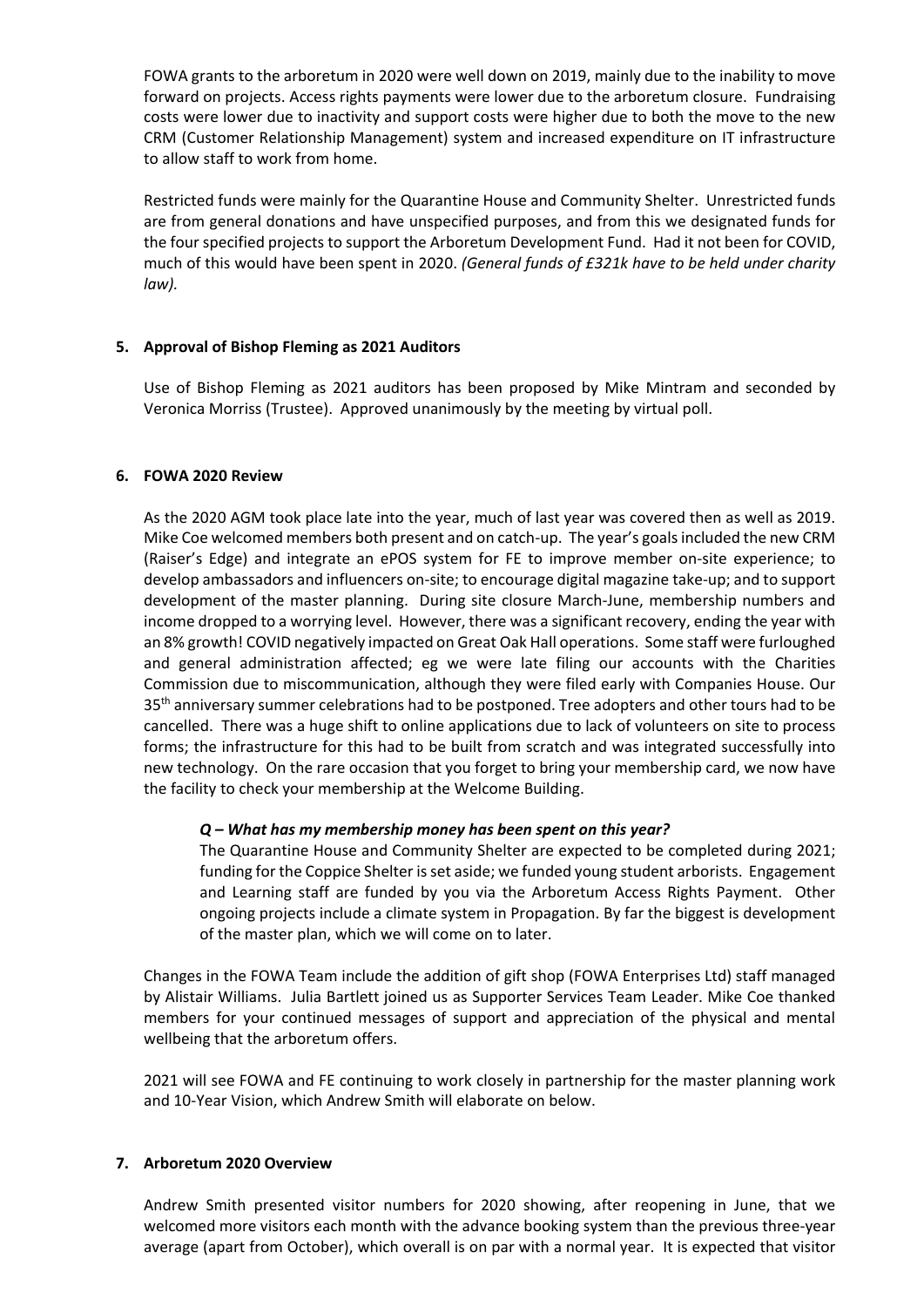FOWA grants to the arboretum in 2020 were well down on 2019, mainly due to the inability to move forward on projects. Access rights payments were lower due to the arboretum closure. Fundraising costs were lower due to inactivity and support costs were higher due to both the move to the new CRM (Customer Relationship Management) system and increased expenditure on IT infrastructure to allow staff to work from home.

Restricted funds were mainly for the Quarantine House and Community Shelter. Unrestricted funds are from general donations and have unspecified purposes, and from this we designated funds for the four specified projects to support the Arboretum Development Fund. Had it not been for COVID, much of this would have been spent in 2020. *(General funds of £321k have to be held under charity law).*

## 5. Approval of Bishop Fleming as 2021 Auditors

Use of Bishop Fleming as 2021 auditors has been proposed by Mike Mintram and seconded by Veronica Morriss (Trustee). Approved unanimously by the meeting by virtual poll.

## 6. FOWA 2020 Review

As the 2020 AGM took place late into the year, much of last year was covered then as well as 2019. Mike Coe welcomed members both present and on catch-up. The year's goals included the new CRM (Raiser's Edge) and integrate an ePOS system for FE to improve member on-site experience; to develop ambassadors and influencers on-site; to encourage digital magazine take-up; and to support development of the master planning. During site closure March-June, membership numbers and income dropped to a worrying level. However, there was a significant recovery, ending the year with an 8% growth! COVID negatively impacted on Great Oak Hall operations. Some staff were furloughed and general administration affected; eg we were late filing our accounts with the Charities Commission due to miscommunication, although they were filed early with Companies House. Our 35th anniversary summer celebrations had to be postponed. Tree adopters and other tours had to be cancelled. There was a huge shift to online applications due to lack of volunteers on site to process forms; the infrastructure for this had to be built from scratch and was integrated successfully into new technology. On the rare occasion that you forget to bring your membership card, we now have the facility to check your membership at the Welcome Building.

> ***Q – What has my membership money has been spent on this year?***
>
> The Quarantine House and Community Shelter are expected to be completed during 2021; funding for the Coppice Shelter is set aside; we funded young student arborists. Engagement and Learning staff are funded by you via the Arboretum Access Rights Payment. Other ongoing projects include a climate system in Propagation. By far the biggest is development of the master plan, which we will come on to later.

Changes in the FOWA Team include the addition of gift shop (FOWA Enterprises Ltd) staff managed by Alistair Williams. Julia Bartlett joined us as Supporter Services Team Leader. Mike Coe thanked members for your continued messages of support and appreciation of the physical and mental wellbeing that the arboretum offers.

2021 will see FOWA and FE continuing to work closely in partnership for the master planning work and 10-Year Vision, which Andrew Smith will elaborate on below.

## 7. Arboretum 2020 Overview

Andrew Smith presented visitor numbers for 2020 showing, after reopening in June, that we welcomed more visitors each month with the advance booking system than the previous three-year average (apart from October), which overall is on par with a normal year. It is expected that visitor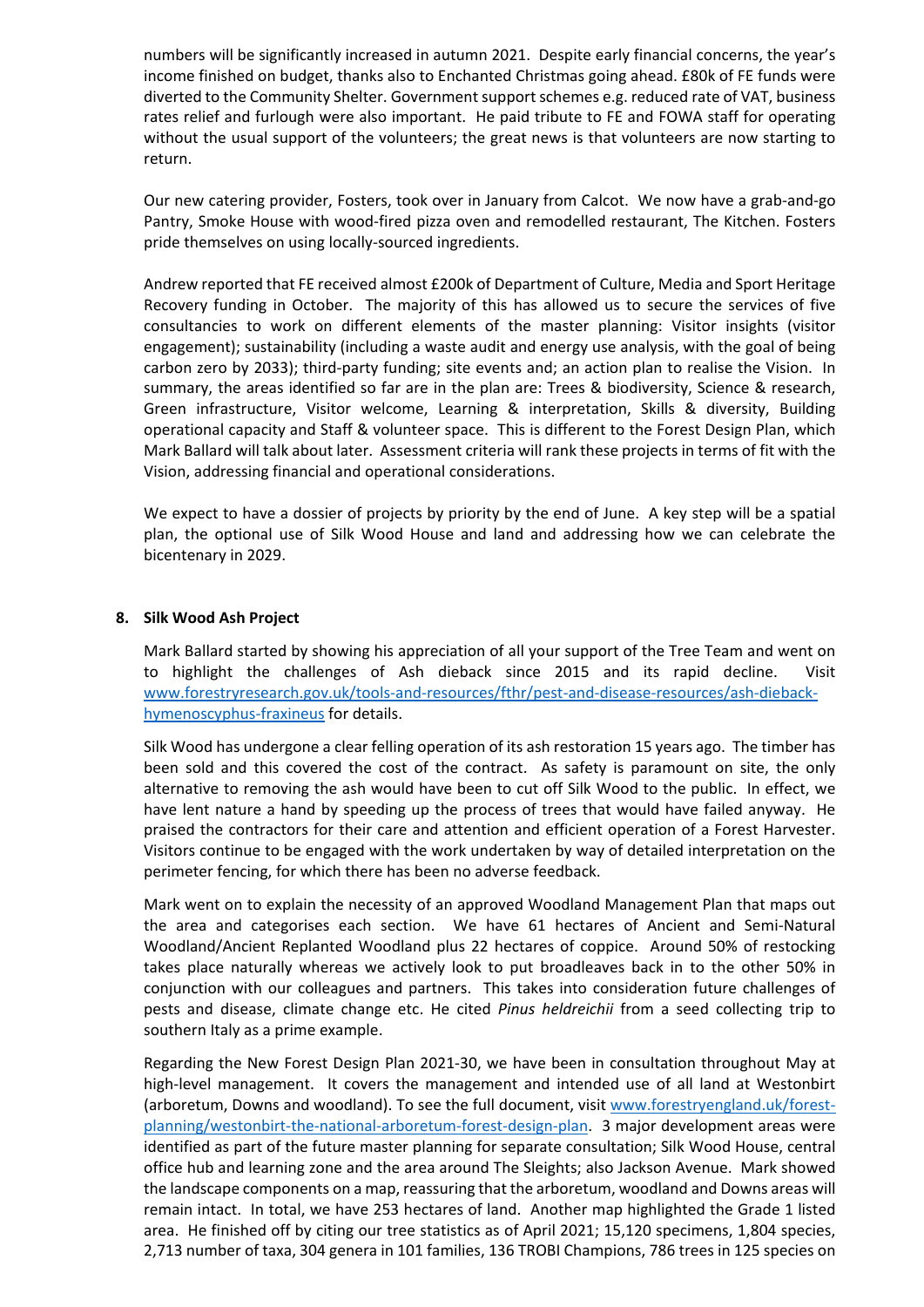numbers will be significantly increased in autumn 2021. Despite early financial concerns, the year's income finished on budget, thanks also to Enchanted Christmas going ahead. £80k of FE funds were diverted to the Community Shelter. Government support schemes e.g. reduced rate of VAT, business rates relief and furlough were also important. He paid tribute to FE and FOWA staff for operating without the usual support of the volunteers; the great news is that volunteers are now starting to return.

Our new catering provider, Fosters, took over in January from Calcot. We now have a grab-and-go Pantry, Smoke House with wood-fired pizza oven and remodelled restaurant, The Kitchen. Fosters pride themselves on using locally-sourced ingredients.

Andrew reported that FE received almost £200k of Department of Culture, Media and Sport Heritage Recovery funding in October. The majority of this has allowed us to secure the services of five consultancies to work on different elements of the master planning: Visitor insights (visitor engagement); sustainability (including a waste audit and energy use analysis, with the goal of being carbon zero by 2033); third-party funding; site events and; an action plan to realise the Vision. In summary, the areas identified so far are in the plan are: Trees & biodiversity, Science & research, Green infrastructure, Visitor welcome, Learning & interpretation, Skills & diversity, Building operational capacity and Staff & volunteer space. This is different to the Forest Design Plan, which Mark Ballard will talk about later. Assessment criteria will rank these projects in terms of fit with the Vision, addressing financial and operational considerations.

We expect to have a dossier of projects by priority by the end of June. A key step will be a spatial plan, the optional use of Silk Wood House and land and addressing how we can celebrate the bicentenary in 2029.

**8. Silk Wood Ash Project**

Mark Ballard started by showing his appreciation of all your support of the Tree Team and went on to highlight the challenges of Ash dieback since 2015 and its rapid decline. Visit [www.forestryresearch.gov.uk/tools-and-resources/fthr/pest-and-disease-resources/ash-dieback-hymenoscyphus-fraxineus](www.forestryresearch.gov.uk/tools-and-resources/fthr/pest-and-disease-resources/ash-dieback-hymenoscyphus-fraxineus) for details.

Silk Wood has undergone a clear felling operation of its ash restoration 15 years ago. The timber has been sold and this covered the cost of the contract. As safety is paramount on site, the only alternative to removing the ash would have been to cut off Silk Wood to the public. In effect, we have lent nature a hand by speeding up the process of trees that would have failed anyway. He praised the contractors for their care and attention and efficient operation of a Forest Harvester. Visitors continue to be engaged with the work undertaken by way of detailed interpretation on the perimeter fencing, for which there has been no adverse feedback.

Mark went on to explain the necessity of an approved Woodland Management Plan that maps out the area and categorises each section. We have 61 hectares of Ancient and Semi-Natural Woodland/Ancient Replanted Woodland plus 22 hectares of coppice. Around 50% of restocking takes place naturally whereas we actively look to put broadleaves back in to the other 50% in conjunction with our colleagues and partners. This takes into consideration future challenges of pests and disease, climate change etc. He cited *Pinus heldreichii* from a seed collecting trip to southern Italy as a prime example.

Regarding the New Forest Design Plan 2021-30, we have been in consultation throughout May at high-level management. It covers the management and intended use of all land at Westonbirt (arboretum, Downs and woodland). To see the full document, visit [www.forestryengland.uk/forest-planning/westonbirt-the-national-arboretum-forest-design-plan](www.forestryengland.uk/forest-planning/westonbirt-the-national-arboretum-forest-design-plan). 3 major development areas were identified as part of the future master planning for separate consultation; Silk Wood House, central office hub and learning zone and the area around The Sleights; also Jackson Avenue. Mark showed the landscape components on a map, reassuring that the arboretum, woodland and Downs areas will remain intact. In total, we have 253 hectares of land. Another map highlighted the Grade 1 listed area. He finished off by citing our tree statistics as of April 2021; 15,120 specimens, 1,804 species, 2,713 number of taxa, 304 genera in 101 families, 136 TROBI Champions, 786 trees in 125 species on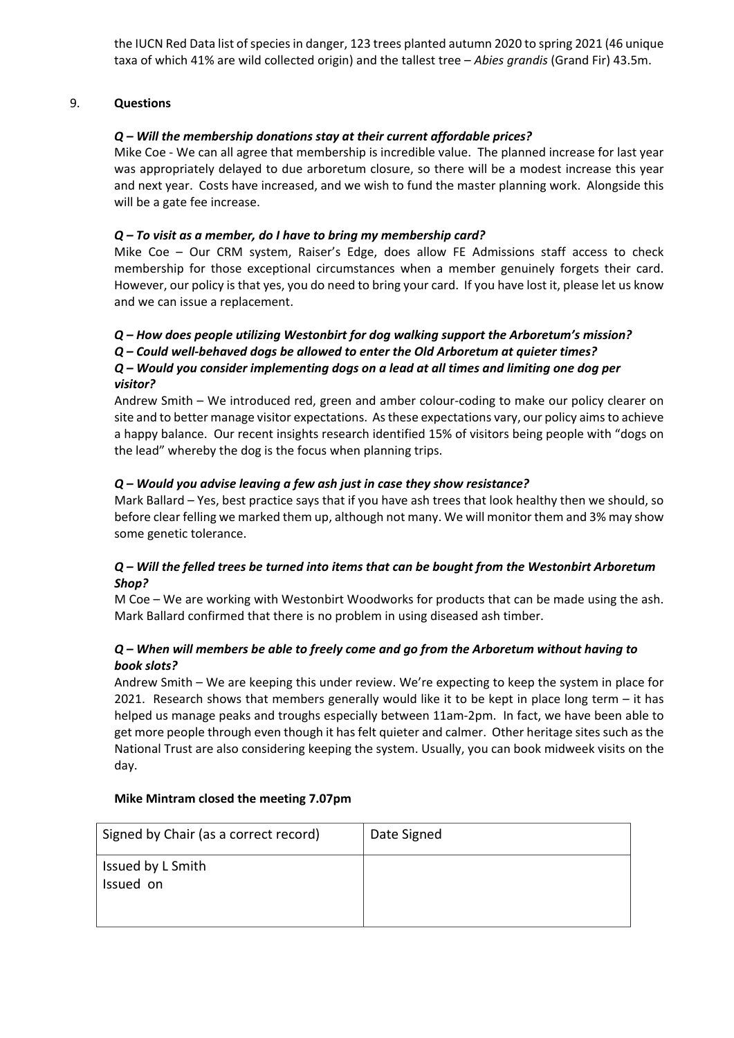the IUCN Red Data list of species in danger, 123 trees planted autumn 2020 to spring 2021 (46 unique taxa of which 41% are wild collected origin) and the tallest tree – *Abies grandis* (Grand Fir) 43.5m.

9. **Questions**

***Q – Will the membership donations stay at their current affordable prices?***

Mike Coe - We can all agree that membership is incredible value. The planned increase for last year was appropriately delayed to due arboretum closure, so there will be a modest increase this year and next year. Costs have increased, and we wish to fund the master planning work. Alongside this will be a gate fee increase.

***Q – To visit as a member, do I have to bring my membership card?***

Mike Coe – Our CRM system, Raiser's Edge, does allow FE Admissions staff access to check membership for those exceptional circumstances when a member genuinely forgets their card. However, our policy is that yes, you do need to bring your card. If you have lost it, please let us know and we can issue a replacement.

***Q – How does people utilizing Westonbirt for dog walking support the Arboretum's mission?***
***Q – Could well-behaved dogs be allowed to enter the Old Arboretum at quieter times?***
***Q – Would you consider implementing dogs on a lead at all times and limiting one dog per visitor?***

Andrew Smith – We introduced red, green and amber colour-coding to make our policy clearer on site and to better manage visitor expectations. As these expectations vary, our policy aims to achieve a happy balance. Our recent insights research identified 15% of visitors being people with "dogs on the lead" whereby the dog is the focus when planning trips.

***Q – Would you advise leaving a few ash just in case they show resistance?***

Mark Ballard – Yes, best practice says that if you have ash trees that look healthy then we should, so before clear felling we marked them up, although not many. We will monitor them and 3% may show some genetic tolerance.

***Q – Will the felled trees be turned into items that can be bought from the Westonbirt Arboretum Shop?***

M Coe – We are working with Westonbirt Woodworks for products that can be made using the ash. Mark Ballard confirmed that there is no problem in using diseased ash timber.

***Q – When will members be able to freely come and go from the Arboretum without having to book slots?***

Andrew Smith – We are keeping this under review. We're expecting to keep the system in place for 2021. Research shows that members generally would like it to be kept in place long term – it has helped us manage peaks and troughs especially between 11am-2pm. In fact, we have been able to get more people through even though it has felt quieter and calmer. Other heritage sites such as the National Trust are also considering keeping the system. Usually, you can book midweek visits on the day.

**Mike Mintram closed the meeting 7.07pm**

| | |
|---|---|
| Signed by Chair (as a correct record) | Date Signed |
| Issued by L Smith<br>Issued on | |